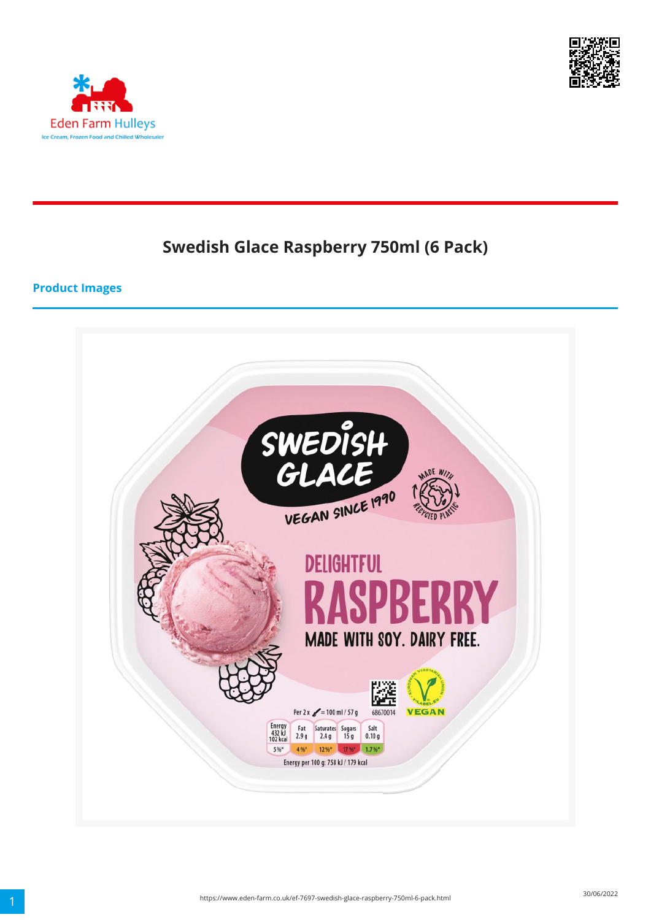Eden Farm Hulleys

Ice Cream, Frozen Food and Chilled Wholesaler

# Swedish Glace Raspberry 750ml (6 Pack)

## Product Images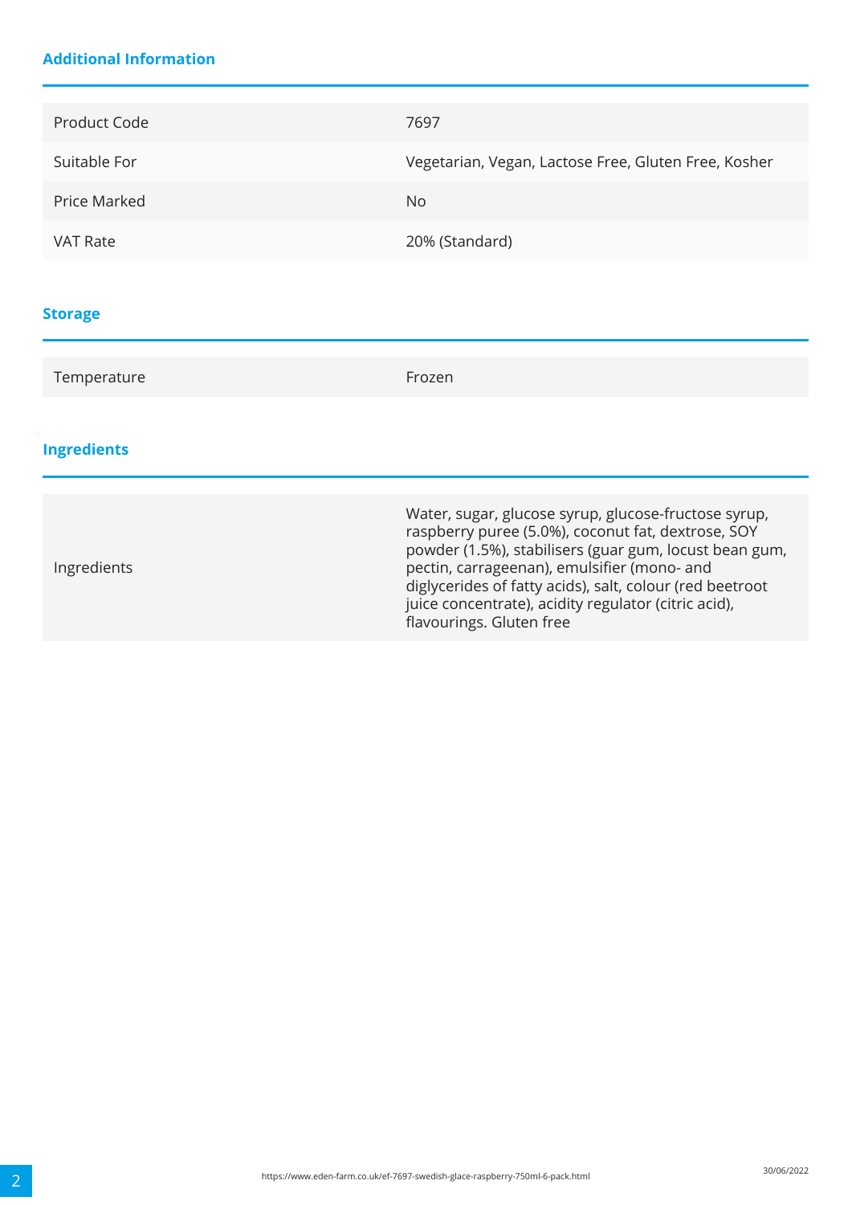## Additional Information

| | |
|---|---|
| Product Code | 7697 |
| Suitable For | Vegetarian, Vegan, Lactose Free, Gluten Free, Kosher |
| Price Marked | No |
| VAT Rate | 20% (Standard) |

## Storage

| | |
|---|---|
| Temperature | Frozen |

## Ingredients

| | |
|---|---|
| Ingredients | Water, sugar, glucose syrup, glucose-fructose syrup, raspberry puree (5.0%), coconut fat, dextrose, SOY powder (1.5%), stabilisers (guar gum, locust bean gum, pectin, carrageenan), emulsifier (mono- and diglycerides of fatty acids), salt, colour (red beetroot juice concentrate), acidity regulator (citric acid), flavourings. Gluten free |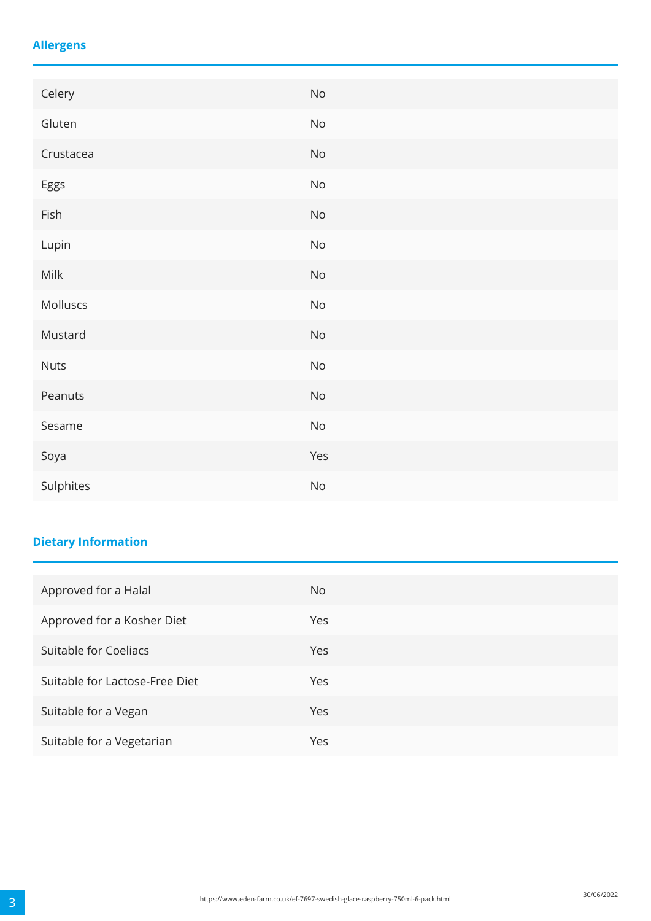## Allergens

| | |
|---|---|
| Celery | No |
| Gluten | No |
| Crustacea | No |
| Eggs | No |
| Fish | No |
| Lupin | No |
| Milk | No |
| Molluscs | No |
| Mustard | No |
| Nuts | No |
| Peanuts | No |
| Sesame | No |
| Soya | Yes |
| Sulphites | No |

## Dietary Information

| | |
|---|---|
| Approved for a Halal | No |
| Approved for a Kosher Diet | Yes |
| Suitable for Coeliacs | Yes |
| Suitable for Lactose-Free Diet | Yes |
| Suitable for a Vegan | Yes |
| Suitable for a Vegetarian | Yes |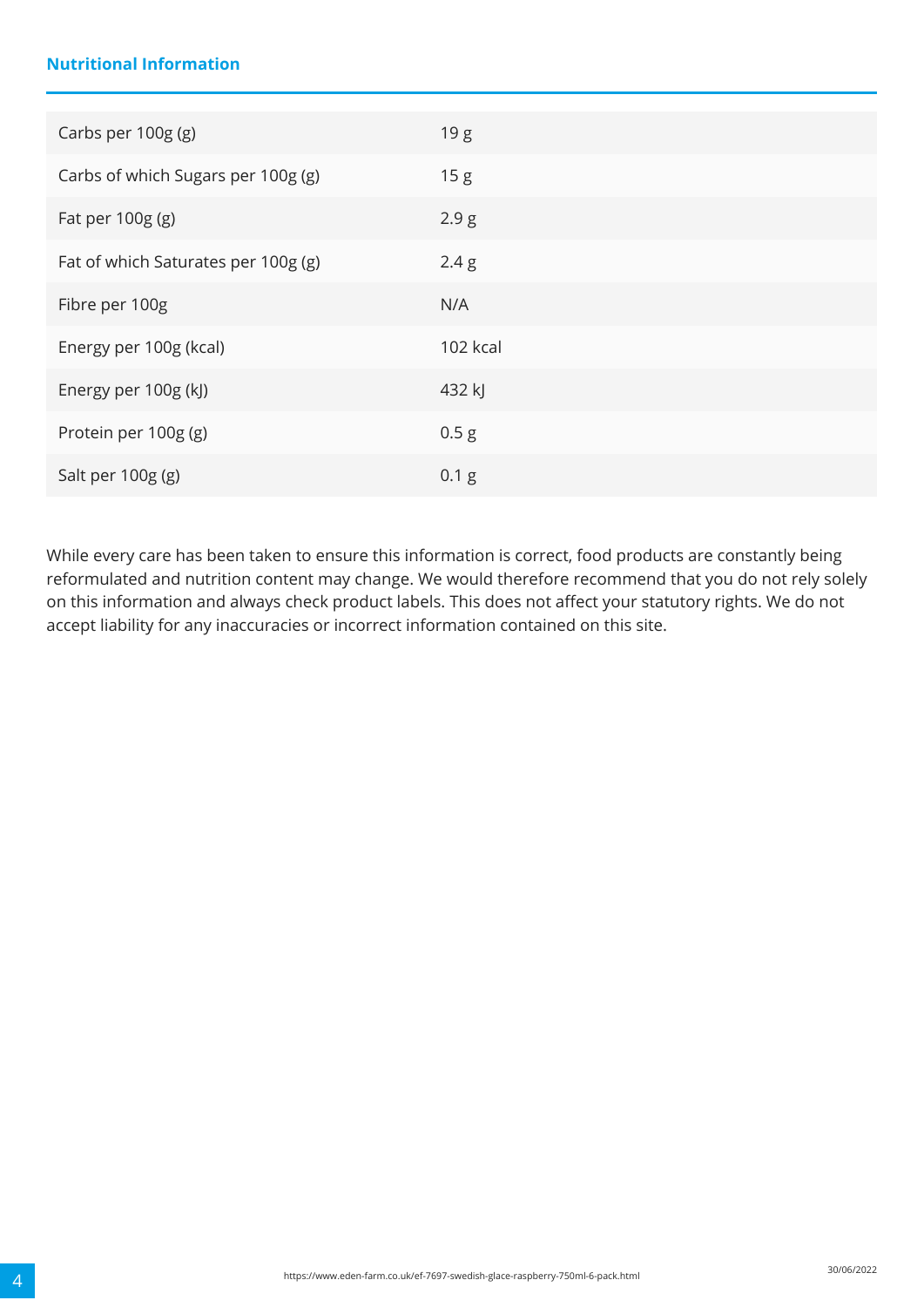## Nutritional Information

| | |
|---|---|
| Carbs per 100g (g) | 19 g |
| Carbs of which Sugars per 100g (g) | 15 g |
| Fat per 100g (g) | 2.9 g |
| Fat of which Saturates per 100g (g) | 2.4 g |
| Fibre per 100g | N/A |
| Energy per 100g (kcal) | 102 kcal |
| Energy per 100g (kJ) | 432 kJ |
| Protein per 100g (g) | 0.5 g |
| Salt per 100g (g) | 0.1 g |

While every care has been taken to ensure this information is correct, food products are constantly being reformulated and nutrition content may change. We would therefore recommend that you do not rely solely on this information and always check product labels. This does not affect your statutory rights. We do not accept liability for any inaccuracies or incorrect information contained on this site.